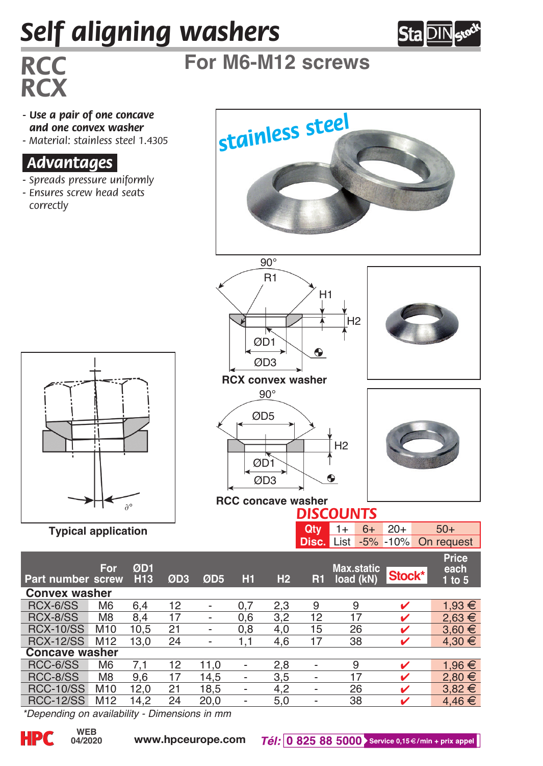# Self aligning washers

## RCC RCX

## For M6-M12 screws

- *Use a pair of one concave and one convex washer*
- *Material: stainless steel 1.4305*

### Advantages

- *Spreads pressure uniformly*
- *Ensures screw head seats correctly*

stainless steel

RCX convex washer

RCC concave washer

Typical application

**DISCOUNTS**

| Qty | 1+ | 6+ | 20+ | 50+ |
|---|---|---|---|---|
| Disc. | List | -5% | -10% | On request |

| Part number | For screw | ØD1 H13 | ØD3 | ØD5 | H1 | H2 | R1 | Max.static load (kN) | Stock* | Price each 1 to 5 |
|---|---|---|---|---|---|---|---|---|---|---|
| **Convex washer** | | | | | | | | | | |
| RCX-6/SS | M6 | 6,4 | 12 | - | 0,7 | 2,3 | 9 | 9 | ✔ | 1,93 € |
| RCX-8/SS | M8 | 8,4 | 17 | - | 0,6 | 3,2 | 12 | 17 | ✔ | 2,63 € |
| RCX-10/SS | M10 | 10,5 | 21 | - | 0,8 | 4,0 | 15 | 26 | ✔ | 3,60 € |
| RCX-12/SS | M12 | 13,0 | 24 | - | 1,1 | 4,6 | 17 | 38 | ✔ | 4,30 € |
| **Concave washer** | | | | | | | | | | |
| RCC-6/SS | M6 | 7,1 | 12 | 11,0 | - | 2,8 | - | 9 | ✔ | 1,96 € |
| RCC-8/SS | M8 | 9,6 | 17 | 14,5 | - | 3,5 | - | 17 | ✔ | 2,80 € |
| RCC-10/SS | M10 | 12,0 | 21 | 18,5 | - | 4,2 | - | 26 | ✔ | 3,82 € |
| RCC-12/SS | M12 | 14,2 | 24 | 20,0 | - | 5,0 | - | 38 | ✔ | 4,46 € |

*\*Depending on availability - Dimensions in mm*

WEB 04/2020 www.hpceurope.com Tél: 0 825 88 5000 Service 0,15 €/min + prix appel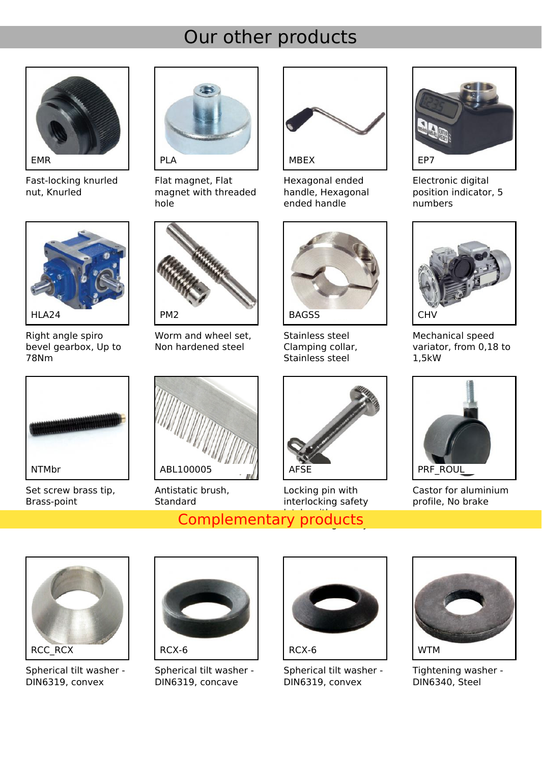# Our other products

EMR

Fast-locking knurled nut, Knurled

PLA

Flat magnet, Flat magnet with threaded hole

MBEX

Hexagonal ended handle, Hexagonal ended handle

EP7

Electronic digital position indicator, 5 numbers

HLA24

Right angle spiro bevel gearbox, Up to 78Nm

PM2

Worm and wheel set, Non hardened steel

BAGSS

Stainless steel Clamping collar, Stainless steel

CHV

Mechanical speed variator, from 0,18 to 1,5kW

NTMbr

Set screw brass tip, Brass-point

ABL100005

Antistatic brush, Standard

AFSE

Locking pin with interlocking safety

PRF_ROUL

Castor for aluminium profile, No brake

# Complementary products

RCC_RCX

Spherical tilt washer - DIN6319, convex

RCX-6

Spherical tilt washer - DIN6319, concave

RCX-6

Spherical tilt washer - DIN6319, convex

WTM

Tightening washer - DIN6340, Steel